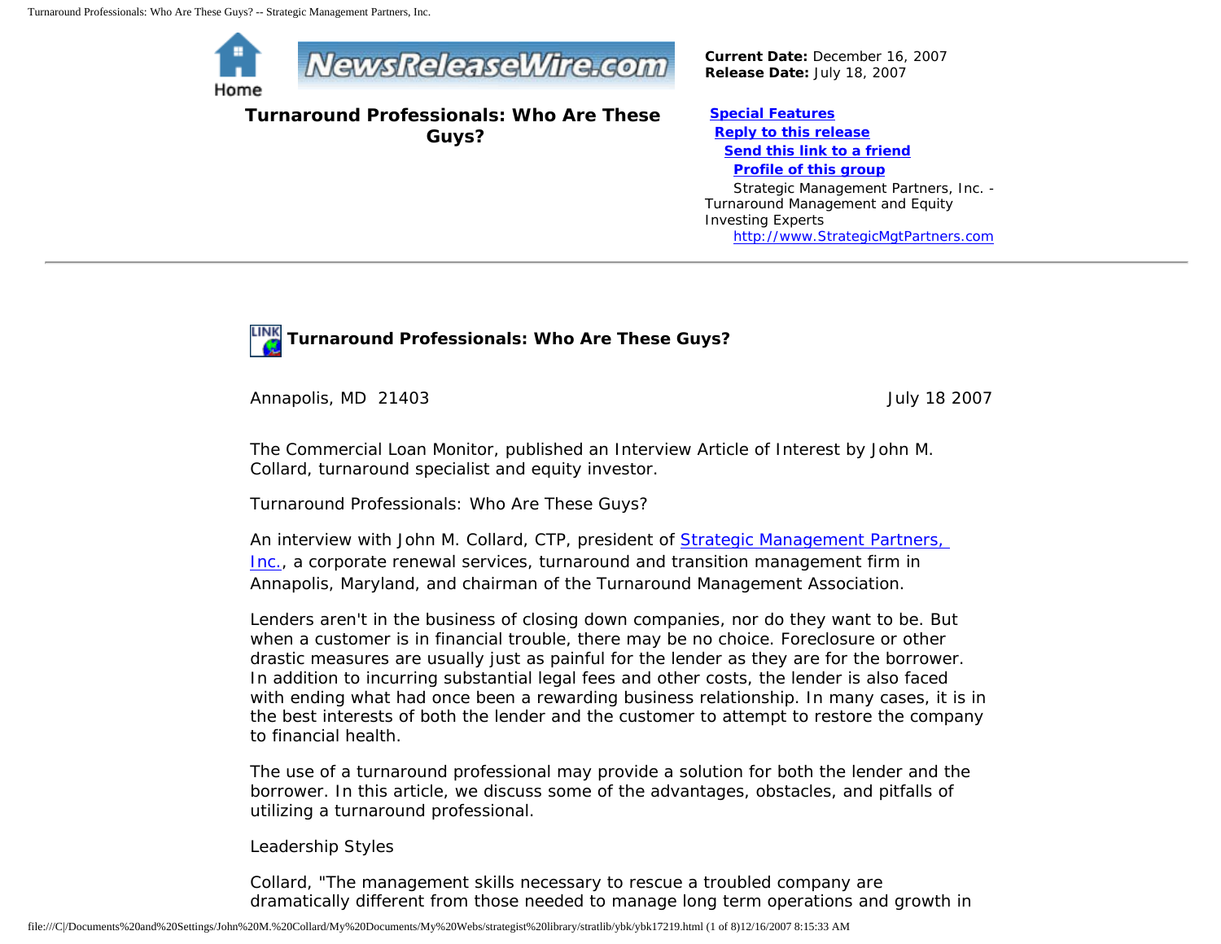**Current Date:** December 16, 2007
**Release Date:** July 18, 2007

# Turnaround Professionals: Who Are These Guys?

**Special Features**
**Reply to this release**
**Send this link to a friend**
**Profile of this group**

Strategic Management Partners, Inc. - Turnaround Management and Equity Investing Experts
http://www.StrategicMgtPartners.com

---

## Turnaround Professionals: Who Are These Guys?

Annapolis, MD 21403 July 18 2007

The Commercial Loan Monitor, published an Interview Article of Interest by John M. Collard, turnaround specialist and equity investor.

Turnaround Professionals: Who Are These Guys?

An interview with John M. Collard, CTP, president of Strategic Management Partners, Inc., a corporate renewal services, turnaround and transition management firm in Annapolis, Maryland, and chairman of the Turnaround Management Association.

Lenders aren't in the business of closing down companies, nor do they want to be. But when a customer is in financial trouble, there may be no choice. Foreclosure or other drastic measures are usually just as painful for the lender as they are for the borrower. In addition to incurring substantial legal fees and other costs, the lender is also faced with ending what had once been a rewarding business relationship. In many cases, it is in the best interests of both the lender and the customer to attempt to restore the company to financial health.

The use of a turnaround professional may provide a solution for both the lender and the borrower. In this article, we discuss some of the advantages, obstacles, and pitfalls of utilizing a turnaround professional.

Leadership Styles

Collard, "The management skills necessary to rescue a troubled company are dramatically different from those needed to manage long term operations and growth in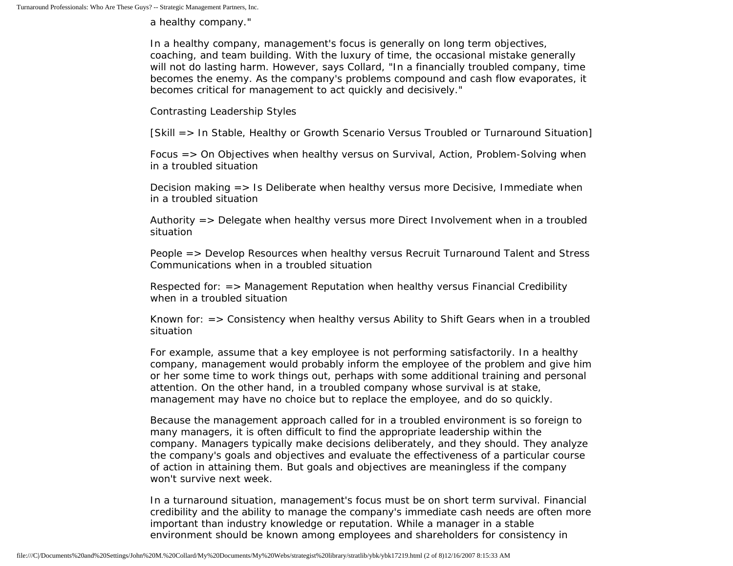a healthy company."

In a healthy company, management's focus is generally on long term objectives, coaching, and team building. With the luxury of time, the occasional mistake generally will not do lasting harm. However, says Collard, "In a financially troubled company, time becomes the enemy. As the company's problems compound and cash flow evaporates, it becomes critical for management to act quickly and decisively."

Contrasting Leadership Styles

[Skill => In Stable, Healthy or Growth Scenario Versus Troubled or Turnaround Situation]

Focus => On Objectives when healthy versus on Survival, Action, Problem-Solving when in a troubled situation

Decision making => Is Deliberate when healthy versus more Decisive, Immediate when in a troubled situation

Authority => Delegate when healthy versus more Direct Involvement when in a troubled situation

People => Develop Resources when healthy versus Recruit Turnaround Talent and Stress Communications when in a troubled situation

Respected for: => Management Reputation when healthy versus Financial Credibility when in a troubled situation

Known for: => Consistency when healthy versus Ability to Shift Gears when in a troubled situation

For example, assume that a key employee is not performing satisfactorily. In a healthy company, management would probably inform the employee of the problem and give him or her some time to work things out, perhaps with some additional training and personal attention. On the other hand, in a troubled company whose survival is at stake, management may have no choice but to replace the employee, and do so quickly.

Because the management approach called for in a troubled environment is so foreign to many managers, it is often difficult to find the appropriate leadership within the company. Managers typically make decisions deliberately, and they should. They analyze the company's goals and objectives and evaluate the effectiveness of a particular course of action in attaining them. But goals and objectives are meaningless if the company won't survive next week.

In a turnaround situation, management's focus must be on short term survival. Financial credibility and the ability to manage the company's immediate cash needs are often more important than industry knowledge or reputation. While a manager in a stable environment should be known among employees and shareholders for consistency in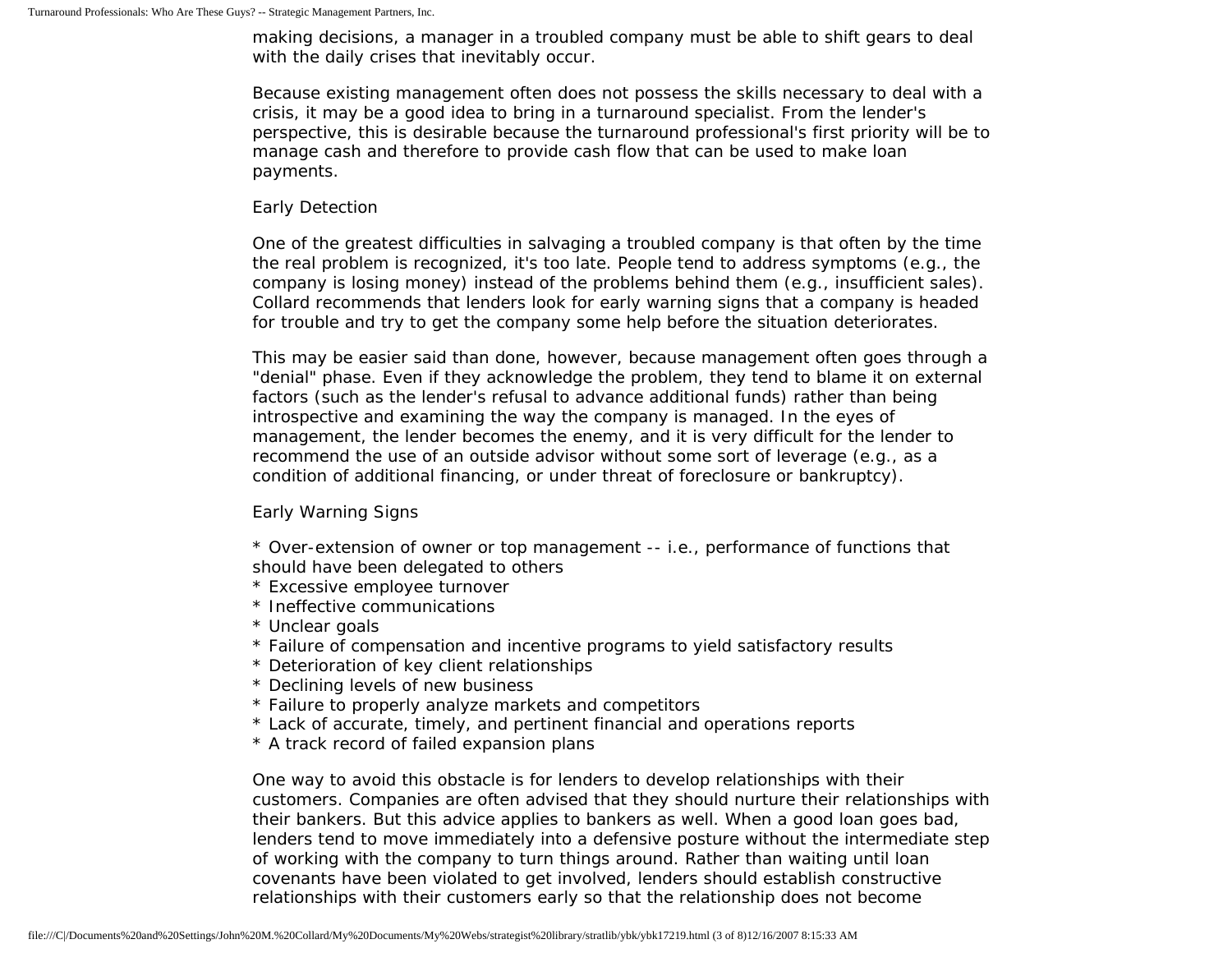making decisions, a manager in a troubled company must be able to shift gears to deal with the daily crises that inevitably occur.

Because existing management often does not possess the skills necessary to deal with a crisis, it may be a good idea to bring in a turnaround specialist. From the lender's perspective, this is desirable because the turnaround professional's first priority will be to manage cash and therefore to provide cash flow that can be used to make loan payments.

## Early Detection

One of the greatest difficulties in salvaging a troubled company is that often by the time the real problem is recognized, it's too late. People tend to address symptoms (e.g., the company is losing money) instead of the problems behind them (e.g., insufficient sales). Collard recommends that lenders look for early warning signs that a company is headed for trouble and try to get the company some help before the situation deteriorates.

This may be easier said than done, however, because management often goes through a "denial" phase. Even if they acknowledge the problem, they tend to blame it on external factors (such as the lender's refusal to advance additional funds) rather than being introspective and examining the way the company is managed. In the eyes of management, the lender becomes the enemy, and it is very difficult for the lender to recommend the use of an outside advisor without some sort of leverage (e.g., as a condition of additional financing, or under threat of foreclosure or bankruptcy).

## Early Warning Signs

* Over-extension of owner or top management -- i.e., performance of functions that should have been delegated to others
* Excessive employee turnover
* Ineffective communications
* Unclear goals
* Failure of compensation and incentive programs to yield satisfactory results
* Deterioration of key client relationships
* Declining levels of new business
* Failure to properly analyze markets and competitors
* Lack of accurate, timely, and pertinent financial and operations reports
* A track record of failed expansion plans

One way to avoid this obstacle is for lenders to develop relationships with their customers. Companies are often advised that they should nurture their relationships with their bankers. But this advice applies to bankers as well. When a good loan goes bad, lenders tend to move immediately into a defensive posture without the intermediate step of working with the company to turn things around. Rather than waiting until loan covenants have been violated to get involved, lenders should establish constructive relationships with their customers early so that the relationship does not become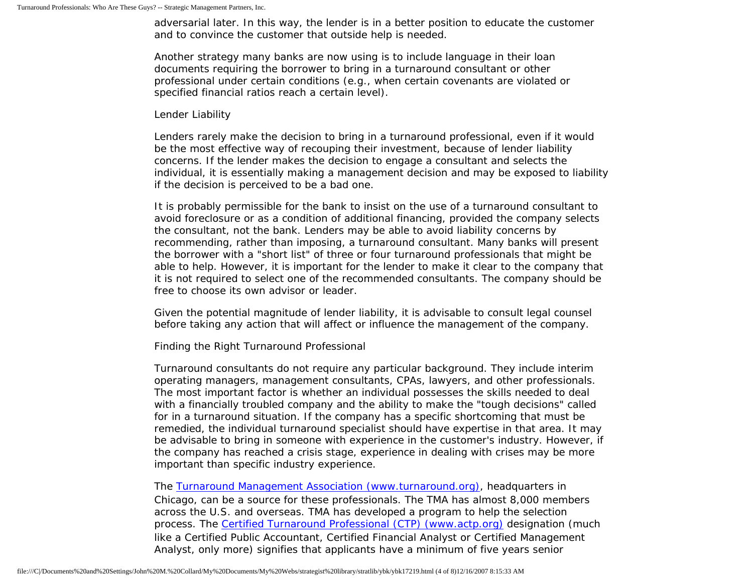adversarial later. In this way, the lender is in a better position to educate the customer and to convince the customer that outside help is needed.

Another strategy many banks are now using is to include language in their loan documents requiring the borrower to bring in a turnaround consultant or other professional under certain conditions (e.g., when certain covenants are violated or specified financial ratios reach a certain level).

Lender Liability

Lenders rarely make the decision to bring in a turnaround professional, even if it would be the most effective way of recouping their investment, because of lender liability concerns. If the lender makes the decision to engage a consultant and selects the individual, it is essentially making a management decision and may be exposed to liability if the decision is perceived to be a bad one.

It is probably permissible for the bank to insist on the use of a turnaround consultant to avoid foreclosure or as a condition of additional financing, provided the company selects the consultant, not the bank. Lenders may be able to avoid liability concerns by recommending, rather than imposing, a turnaround consultant. Many banks will present the borrower with a "short list" of three or four turnaround professionals that might be able to help. However, it is important for the lender to make it clear to the company that it is not required to select one of the recommended consultants. The company should be free to choose its own advisor or leader.

Given the potential magnitude of lender liability, it is advisable to consult legal counsel before taking any action that will affect or influence the management of the company.

Finding the Right Turnaround Professional

Turnaround consultants do not require any particular background. They include interim operating managers, management consultants, CPAs, lawyers, and other professionals. The most important factor is whether an individual possesses the skills needed to deal with a financially troubled company and the ability to make the "tough decisions" called for in a turnaround situation. If the company has a specific shortcoming that must be remedied, the individual turnaround specialist should have expertise in that area. It may be advisable to bring in someone with experience in the customer's industry. However, if the company has reached a crisis stage, experience in dealing with crises may be more important than specific industry experience.

The [Turnaround Management Association (www.turnaround.org)](http://www.turnaround.org), headquarters in Chicago, can be a source for these professionals. The TMA has almost 8,000 members across the U.S. and overseas. TMA has developed a program to help the selection process. The [Certified Turnaround Professional (CTP) (www.actp.org)](http://www.actp.org) designation (much like a Certified Public Accountant, Certified Financial Analyst or Certified Management Analyst, only more) signifies that applicants have a minimum of five years senior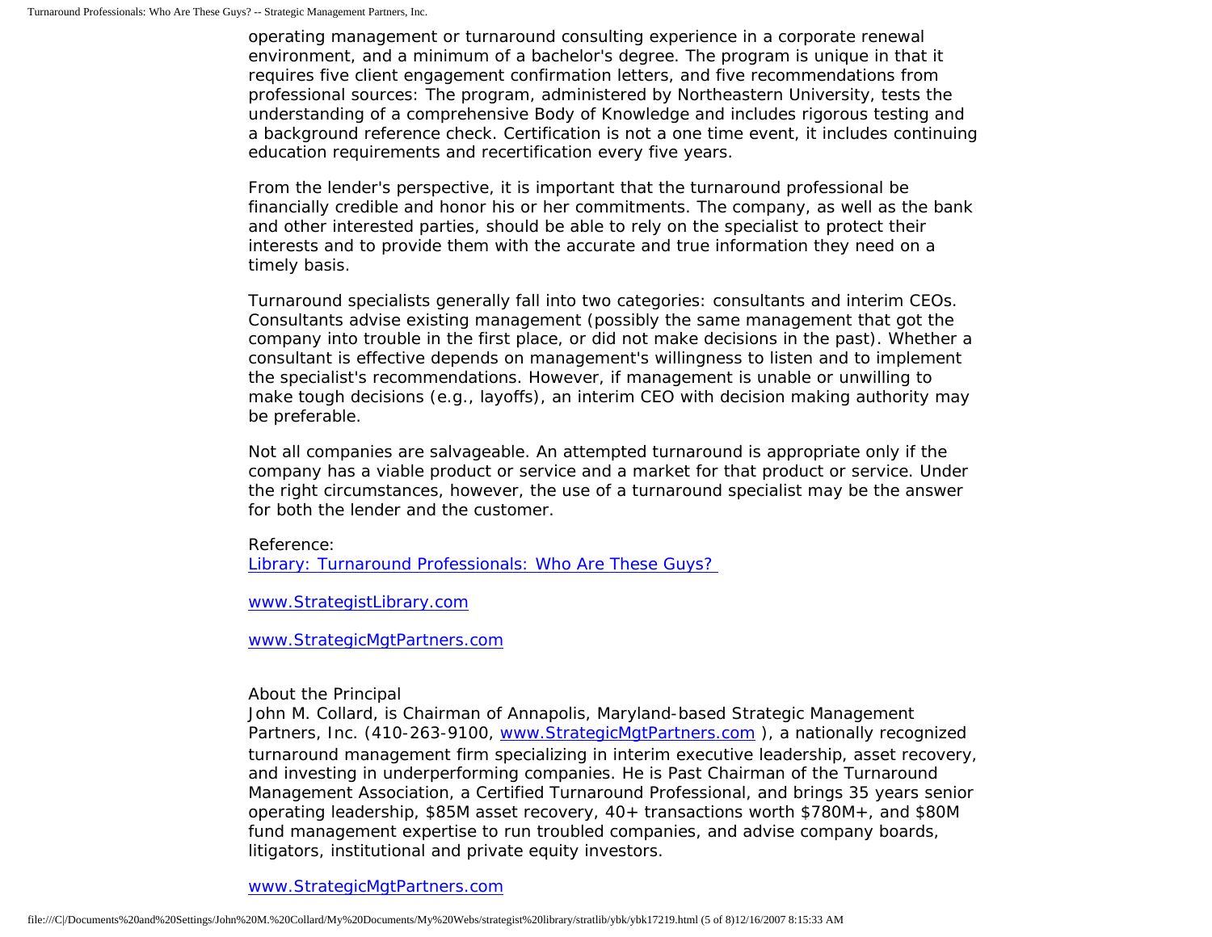operating management or turnaround consulting experience in a corporate renewal environment, and a minimum of a bachelor's degree. The program is unique in that it requires five client engagement confirmation letters, and five recommendations from professional sources: The program, administered by Northeastern University, tests the understanding of a comprehensive Body of Knowledge and includes rigorous testing and a background reference check. Certification is not a one time event, it includes continuing education requirements and recertification every five years.

From the lender's perspective, it is important that the turnaround professional be financially credible and honor his or her commitments. The company, as well as the bank and other interested parties, should be able to rely on the specialist to protect their interests and to provide them with the accurate and true information they need on a timely basis.

Turnaround specialists generally fall into two categories: consultants and interim CEOs. Consultants advise existing management (possibly the same management that got the company into trouble in the first place, or did not make decisions in the past). Whether a consultant is effective depends on management's willingness to listen and to implement the specialist's recommendations. However, if management is unable or unwilling to make tough decisions (e.g., layoffs), an interim CEO with decision making authority may be preferable.

Not all companies are salvageable. An attempted turnaround is appropriate only if the company has a viable product or service and a market for that product or service. Under the right circumstances, however, the use of a turnaround specialist may be the answer for both the lender and the customer.

Reference:
[Library: Turnaround Professionals: Who Are These Guys?](#)

[www.StrategistLibrary.com](#)

[www.StrategicMgtPartners.com](#)

About the Principal
John M. Collard, is Chairman of Annapolis, Maryland-based Strategic Management Partners, Inc. (410-263-9100, [www.StrategicMgtPartners.com](#) ), a nationally recognized turnaround management firm specializing in interim executive leadership, asset recovery, and investing in underperforming companies. He is Past Chairman of the Turnaround Management Association, a Certified Turnaround Professional, and brings 35 years senior operating leadership, $85M asset recovery, 40+ transactions worth $780M+, and $80M fund management expertise to run troubled companies, and advise company boards, litigators, institutional and private equity investors.

[www.StrategicMgtPartners.com](#)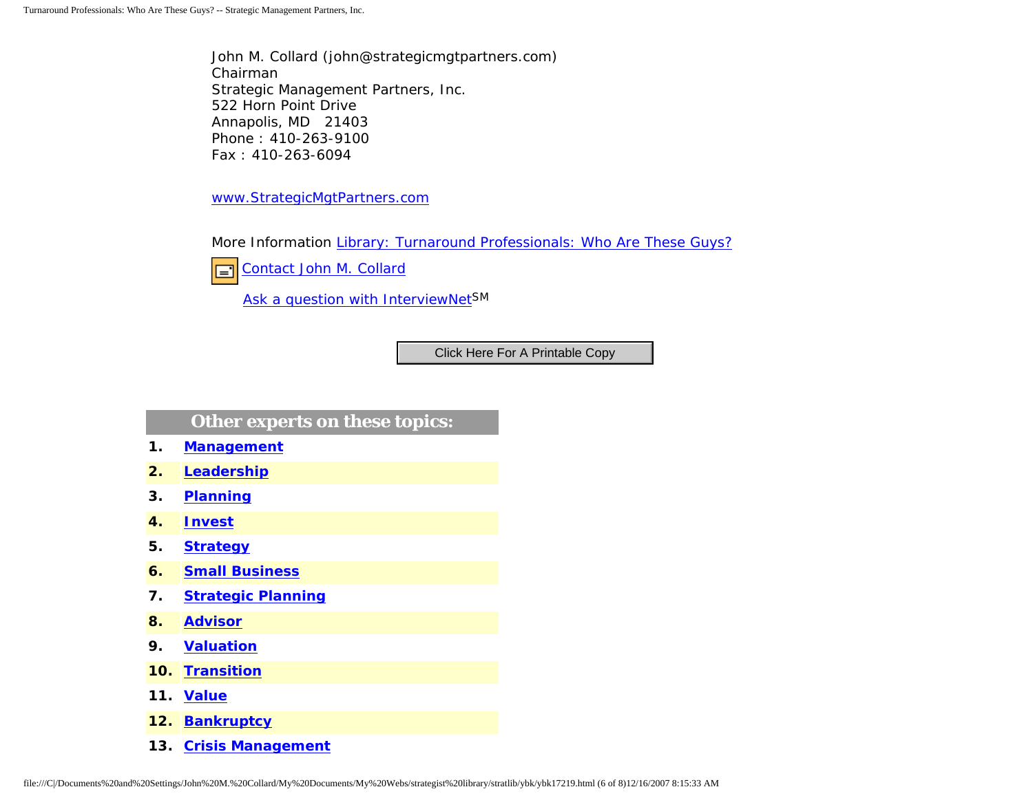John M. Collard (john@strategicmgtpartners.com)
Chairman
Strategic Management Partners, Inc.
522 Horn Point Drive
Annapolis, MD 21403
Phone : 410-263-9100
Fax : 410-263-6094

www.StrategicMgtPartners.com

More Information Library: Turnaround Professionals: Who Are These Guys?

Contact John M. Collard

Ask a question with InterviewNet[SM]

Click Here For A Printable Copy

**Other experts on these topics:**

1. **Management**
2. **Leadership**
3. **Planning**
4. **Invest**
5. **Strategy**
6. **Small Business**
7. **Strategic Planning**
8. **Advisor**
9. **Valuation**
10. **Transition**
11. **Value**
12. **Bankruptcy**
13. **Crisis Management**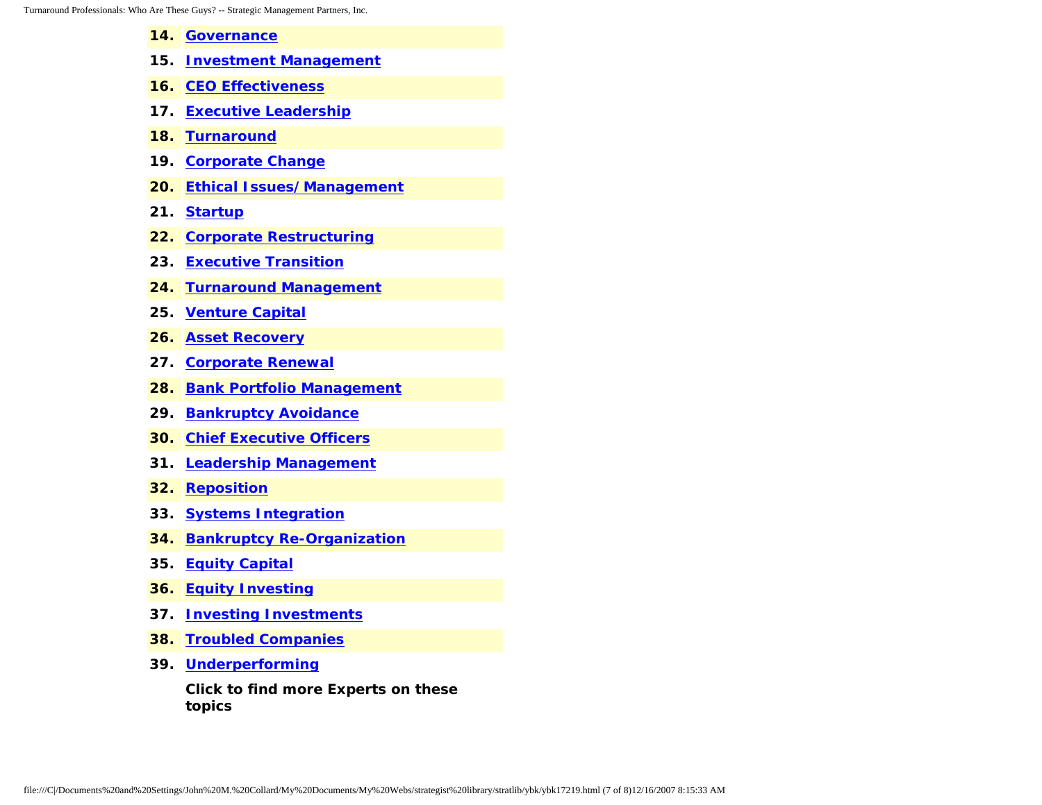14. **Governance**
15. **Investment Management**
16. **CEO Effectiveness**
17. **Executive Leadership**
18. **Turnaround**
19. **Corporate Change**
20. **Ethical Issues/ Management**
21. **Startup**
22. **Corporate Restructuring**
23. **Executive Transition**
24. **Turnaround Management**
25. **Venture Capital**
26. **Asset Recovery**
27. **Corporate Renewal**
28. **Bank Portfolio Management**
29. **Bankruptcy Avoidance**
30. **Chief Executive Officers**
31. **Leadership Management**
32. **Reposition**
33. **Systems Integration**
34. **Bankruptcy Re-Organization**
35. **Equity Capital**
36. **Equity Investing**
37. **Investing Investments**
38. **Troubled Companies**
39. **Underperforming**

**Click to find more Experts on these topics**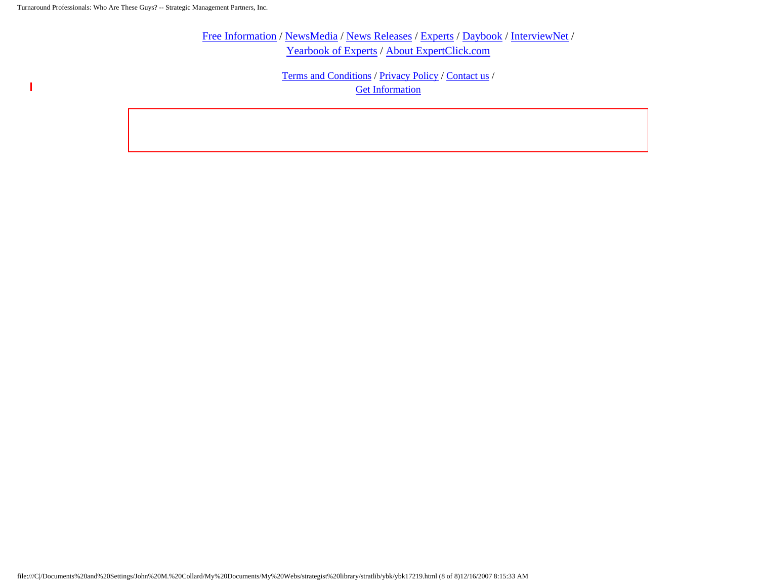Free Information / NewsMedia / News Releases / Experts / Daybook / InterviewNet / Yearbook of Experts / About ExpertClick.com

Terms and Conditions / Privacy Policy / Contact us / Get Information